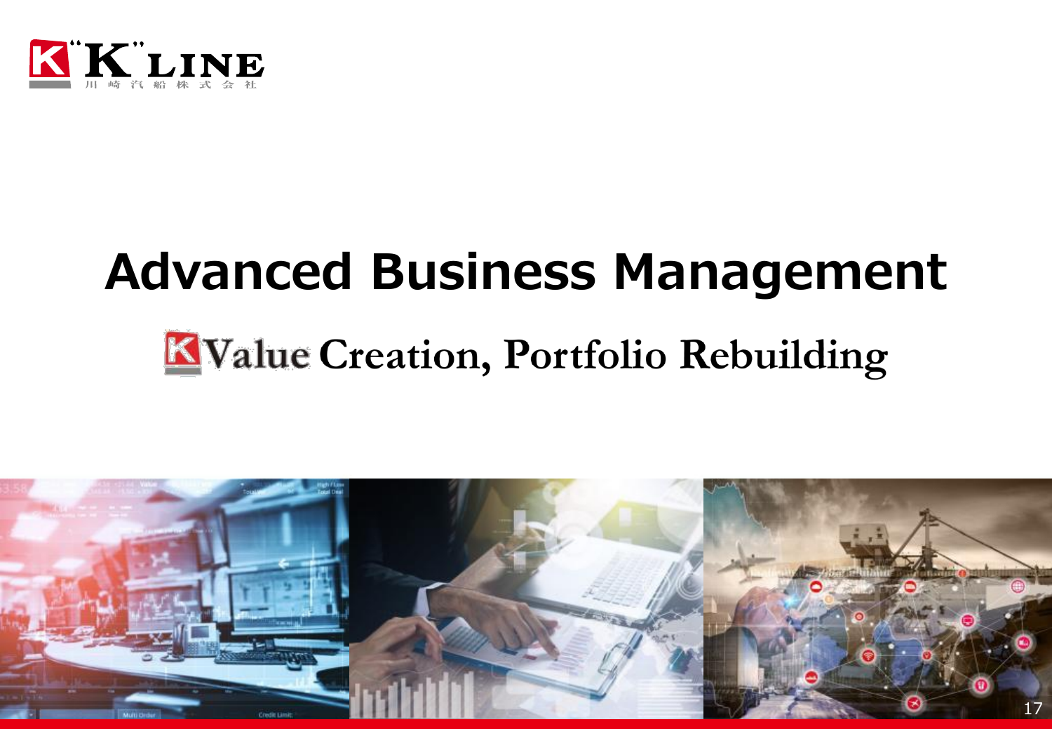# Advanced Business Management

## Value Creation, Portfolio Rebuilding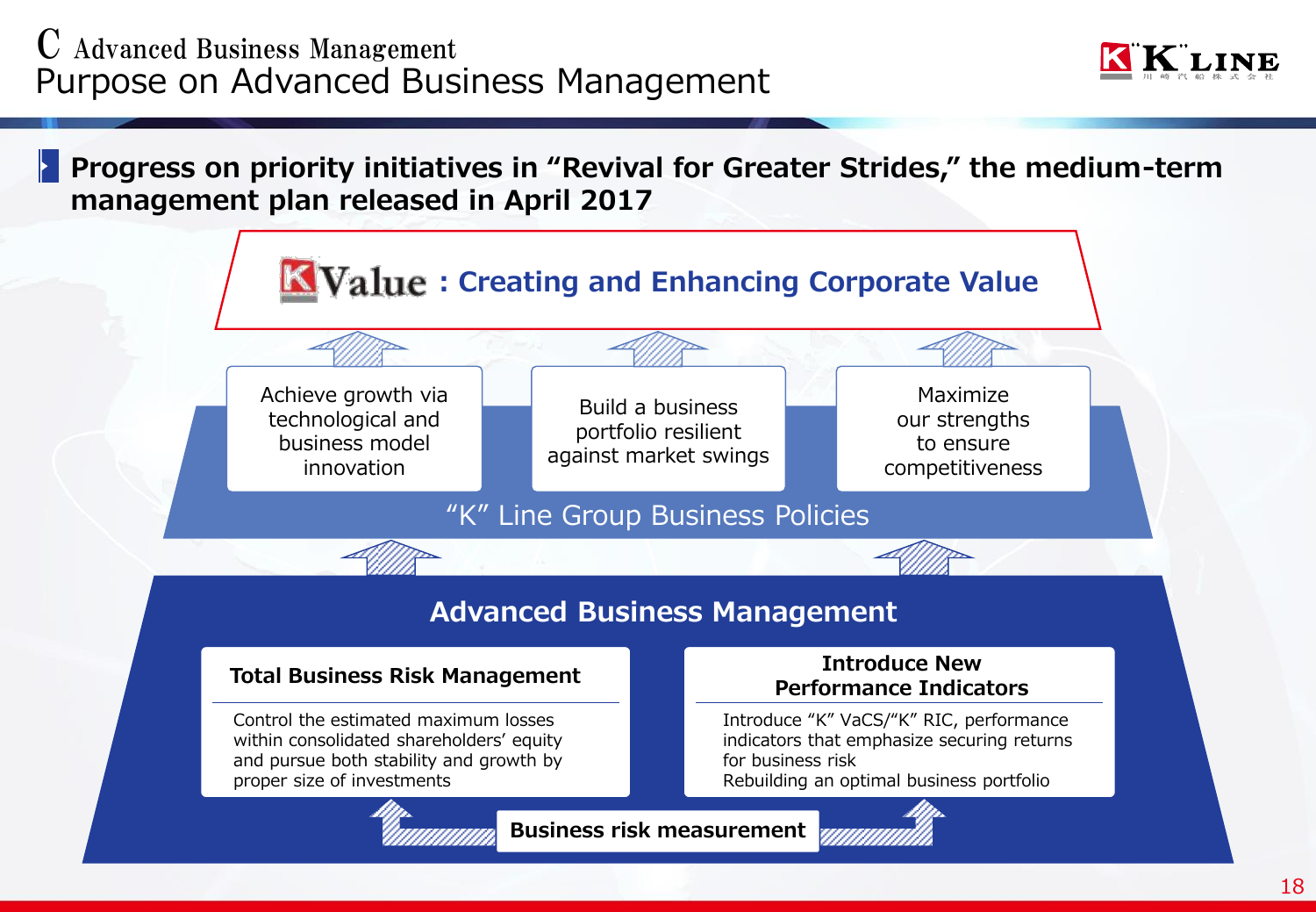# C Advanced Business Management
## Purpose on Advanced Business Management

**Progress on priority initiatives in "Revival for Greater Strides," the medium-term management plan released in April 2017**

**K Value : Creating and Enhancing Corporate Value**

- Achieve growth via technological and business model innovation
- Build a business portfolio resilient against market swings
- Maximize our strengths to ensure competitiveness

"K" Line Group Business Policies

### Advanced Business Management

**Total Business Risk Management**

Control the estimated maximum losses within consolidated shareholders' equity and pursue both stability and growth by proper size of investments

**Introduce New Performance Indicators**

Introduce "K" VaCS/"K" RIC, performance indicators that emphasize securing returns for business risk
Rebuilding an optimal business portfolio

**Business risk measurement**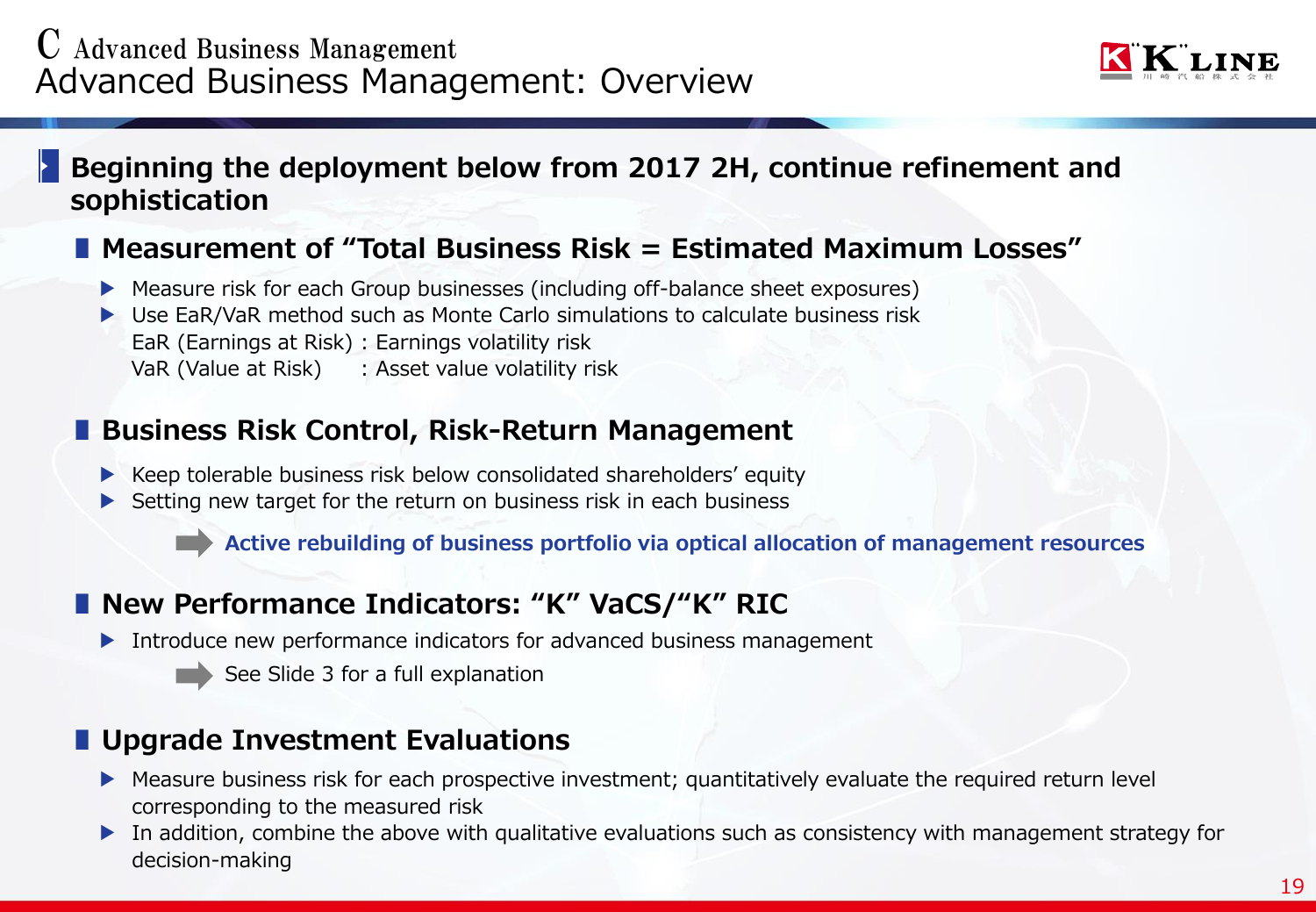# C Advanced Business Management

## Advanced Business Management: Overview

**Beginning the deployment below from 2017 2H, continue refinement and sophistication**

### Measurement of "Total Business Risk = Estimated Maximum Losses"

- Measure risk for each Group businesses (including off-balance sheet exposures)
- Use EaR/VaR method such as Monte Carlo simulations to calculate business risk

  EaR (Earnings at Risk) : Earnings volatility risk

  VaR (Value at Risk) : Asset value volatility risk

### Business Risk Control, Risk-Return Management

- Keep tolerable business risk below consolidated shareholders' equity
- Setting new target for the return on business risk in each business

  ➡ **Active rebuilding of business portfolio via optical allocation of management resources**

### New Performance Indicators: "K" VaCS/"K" RIC

- Introduce new performance indicators for advanced business management

  ➡ See Slide 3 for a full explanation

### Upgrade Investment Evaluations

- Measure business risk for each prospective investment; quantitatively evaluate the required return level corresponding to the measured risk
- In addition, combine the above with qualitative evaluations such as consistency with management strategy for decision-making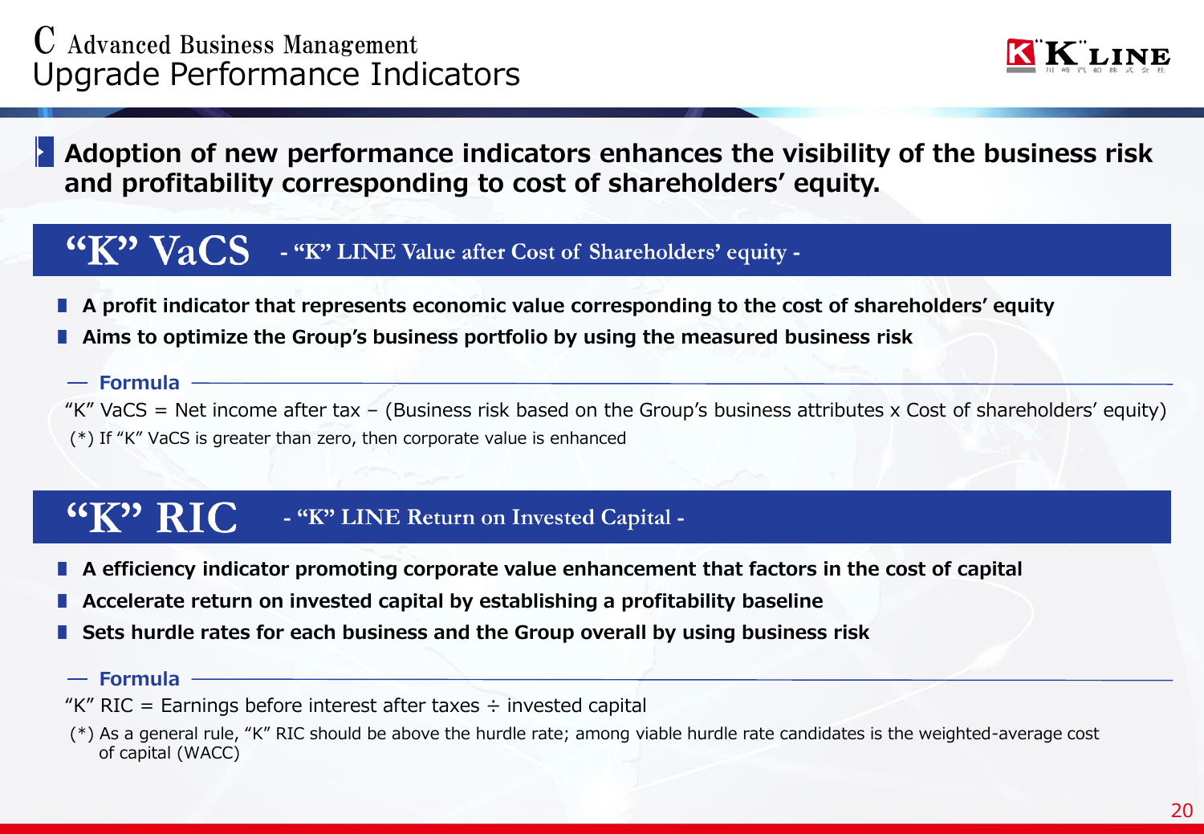# C Advanced Business Management
## Upgrade Performance Indicators

**Adoption of new performance indicators enhances the visibility of the business risk and profitability corresponding to cost of shareholders' equity.**

## "K" VaCS - "K" LINE Value after Cost of Shareholders' equity -

- **A profit indicator that represents economic value corresponding to the cost of shareholders' equity**
- **Aims to optimize the Group's business portfolio by using the measured business risk**

**Formula**

"K" VaCS = Net income after tax − (Business risk based on the Group's business attributes x Cost of shareholders' equity)

(*) If "K" VaCS is greater than zero, then corporate value is enhanced

## "K" RIC - "K" LINE Return on Invested Capital -

- **A efficiency indicator promoting corporate value enhancement that factors in the cost of capital**
- **Accelerate return on invested capital by establishing a profitability baseline**
- **Sets hurdle rates for each business and the Group overall by using business risk**

**Formula**

"K" RIC = Earnings before interest after taxes ÷ invested capital

(*) As a general rule, "K" RIC should be above the hurdle rate; among viable hurdle rate candidates is the weighted-average cost of capital (WACC)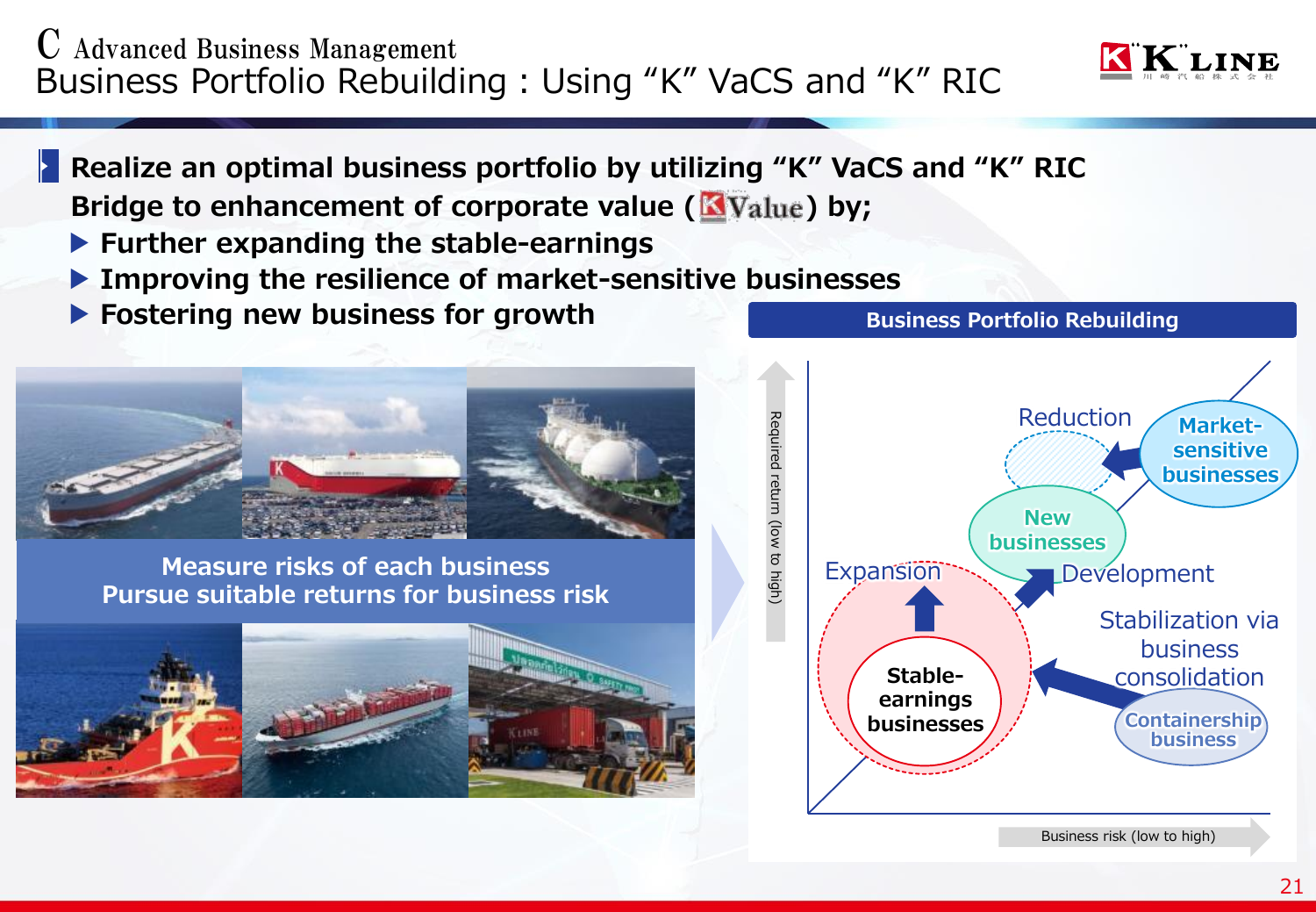# C Advanced Business Management

## Business Portfolio Rebuilding : Using "K" VaCS and "K" RIC

**Realize an optimal business portfolio by utilizing "K" VaCS and "K" RIC**
**Bridge to enhancement of corporate value (K Value) by;**

- **Further expanding the stable-earnings**
- **Improving the resilience of market-sensitive businesses**
- **Fostering new business for growth**

**Measure risks of each business**
**Pursue suitable returns for business risk**

**Business Portfolio Rebuilding**

Required return (low to high)

Business risk (low to high)

Reduction

Market-sensitive businesses

New businesses

Expansion

Development

Stabilization via business consolidation

Stable-earnings businesses

Containership business